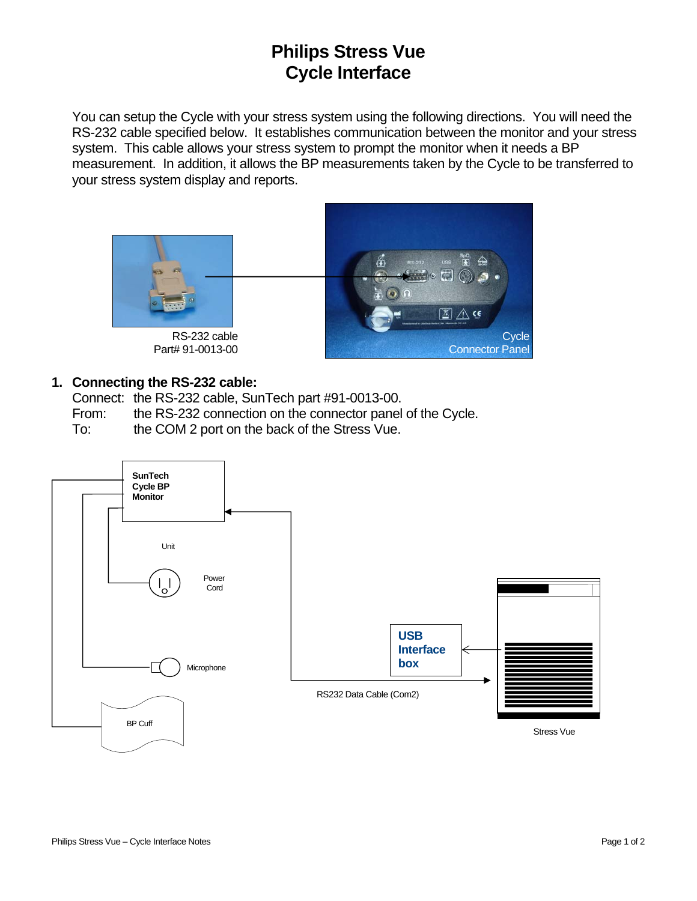# Philips Stress Vue
# Cycle Interface

You can setup the Cycle with your stress system using the following directions. You will need the RS-232 cable specified below. It establishes communication between the monitor and your stress system. This cable allows your stress system to prompt the monitor when it needs a BP measurement. In addition, it allows the BP measurements taken by the Cycle to be transferred to your stress system display and reports.

RS-232 cable
Part# 91-0013-00

Cycle
Connector Panel

1. **Connecting the RS-232 cable:**

   Connect: the RS-232 cable, SunTech part #91-0013-00.
   From: the RS-232 connection on the connector panel of the Cycle.
   To: the COM 2 port on the back of the Stress Vue.

**SunTech Cycle BP Monitor**

Unit

Power Cord

Microphone

BP Cuff

**USB Interface box**

RS232 Data Cable (Com2)

Stress Vue

Philips Stress Vue – Cycle Interface Notes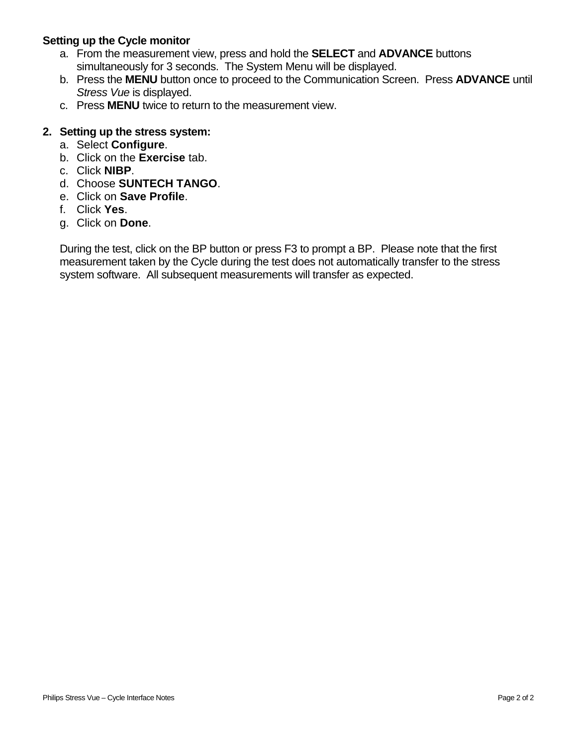**Setting up the Cycle monitor**

a. From the measurement view, press and hold the **SELECT** and **ADVANCE** buttons simultaneously for 3 seconds. The System Menu will be displayed.
b. Press the **MENU** button once to proceed to the Communication Screen. Press **ADVANCE** until *Stress Vue* is displayed.
c. Press **MENU** twice to return to the measurement view.

**2. Setting up the stress system:**

a. Select **Configure**.
b. Click on the **Exercise** tab.
c. Click **NIBP**.
d. Choose **SUNTECH TANGO**.
e. Click on **Save Profile**.
f. Click **Yes**.
g. Click on **Done**.

During the test, click on the BP button or press F3 to prompt a BP. Please note that the first measurement taken by the Cycle during the test does not automatically transfer to the stress system software. All subsequent measurements will transfer as expected.